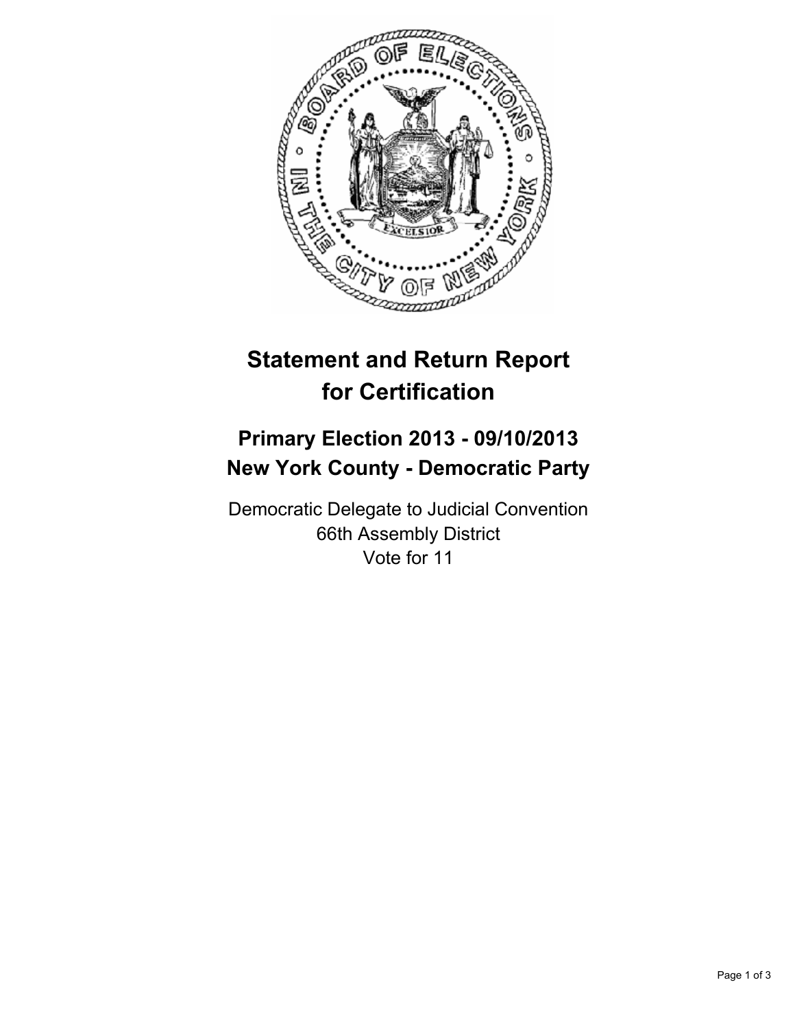# Statement and Return Report for Certification

## Primary Election 2013 - 09/10/2013
## New York County - Democratic Party

Democratic Delegate to Judicial Convention
66th Assembly District
Vote for 11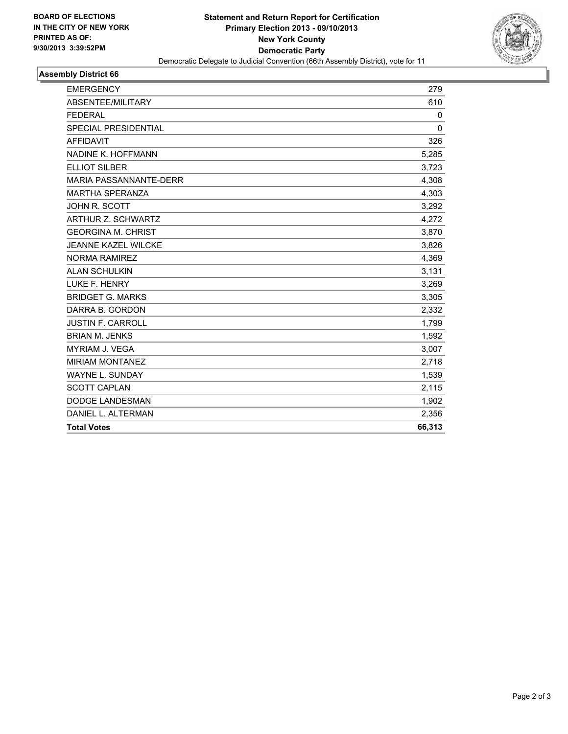BOARD OF ELECTIONS
IN THE CITY OF NEW YORK
PRINTED AS OF:
9/30/2013 3:39:52PM

**Statement and Return Report for Certification**
**Primary Election 2013 - 09/10/2013**
**New York County**
**Democratic Party**
Democratic Delegate to Judicial Convention (66th Assembly District), vote for 11

## Assembly District 66

| | |
|---|---|
| EMERGENCY | 279 |
| ABSENTEE/MILITARY | 610 |
| FEDERAL | 0 |
| SPECIAL PRESIDENTIAL | 0 |
| AFFIDAVIT | 326 |
| NADINE K. HOFFMANN | 5,285 |
| ELLIOT SILBER | 3,723 |
| MARIA PASSANNANTE-DERR | 4,308 |
| MARTHA SPERANZA | 4,303 |
| JOHN R. SCOTT | 3,292 |
| ARTHUR Z. SCHWARTZ | 4,272 |
| GEORGINA M. CHRIST | 3,870 |
| JEANNE KAZEL WILCKE | 3,826 |
| NORMA RAMIREZ | 4,369 |
| ALAN SCHULKIN | 3,131 |
| LUKE F. HENRY | 3,269 |
| BRIDGET G. MARKS | 3,305 |
| DARRA B. GORDON | 2,332 |
| JUSTIN F. CARROLL | 1,799 |
| BRIAN M. JENKS | 1,592 |
| MYRIAM J. VEGA | 3,007 |
| MIRIAM MONTANEZ | 2,718 |
| WAYNE L. SUNDAY | 1,539 |
| SCOTT CAPLAN | 2,115 |
| DODGE LANDESMAN | 1,902 |
| DANIEL L. ALTERMAN | 2,356 |
| **Total Votes** | **66,313** |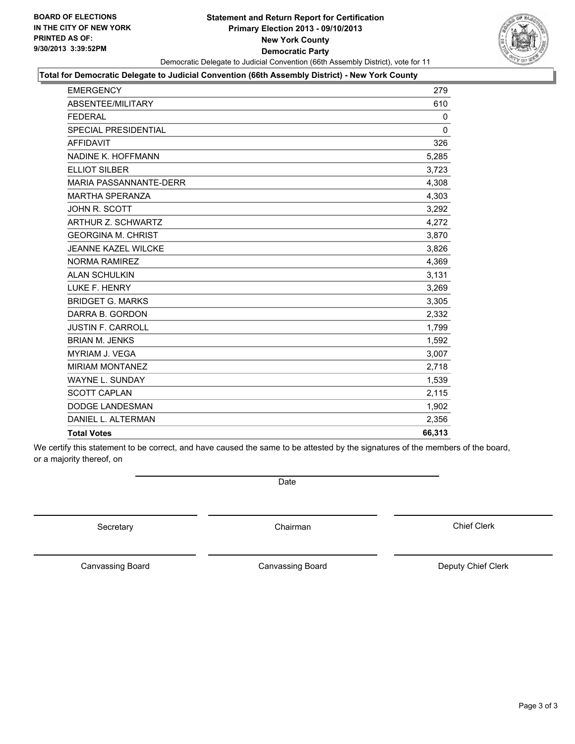**BOARD OF ELECTIONS**
**IN THE CITY OF NEW YORK**
**PRINTED AS OF:**
**9/30/2013 3:39:52PM**

# Statement and Return Report for Certification
## Primary Election 2013 - 09/10/2013
## New York County
## Democratic Party

Democratic Delegate to Judicial Convention (66th Assembly District), vote for 11

**Total for Democratic Delegate to Judicial Convention (66th Assembly District) - New York County**

| | |
|---|---|
| EMERGENCY | 279 |
| ABSENTEE/MILITARY | 610 |
| FEDERAL | 0 |
| SPECIAL PRESIDENTIAL | 0 |
| AFFIDAVIT | 326 |
| NADINE K. HOFFMANN | 5,285 |
| ELLIOT SILBER | 3,723 |
| MARIA PASSANNANTE-DERR | 4,308 |
| MARTHA SPERANZA | 4,303 |
| JOHN R. SCOTT | 3,292 |
| ARTHUR Z. SCHWARTZ | 4,272 |
| GEORGINA M. CHRIST | 3,870 |
| JEANNE KAZEL WILCKE | 3,826 |
| NORMA RAMIREZ | 4,369 |
| ALAN SCHULKIN | 3,131 |
| LUKE F. HENRY | 3,269 |
| BRIDGET G. MARKS | 3,305 |
| DARRA B. GORDON | 2,332 |
| JUSTIN F. CARROLL | 1,799 |
| BRIAN M. JENKS | 1,592 |
| MYRIAM J. VEGA | 3,007 |
| MIRIAM MONTANEZ | 2,718 |
| WAYNE L. SUNDAY | 1,539 |
| SCOTT CAPLAN | 2,115 |
| DODGE LANDESMAN | 1,902 |
| DANIEL L. ALTERMAN | 2,356 |
| **Total Votes** | **66,313** |

We certify this statement to be correct, and have caused the same to be attested by the signatures of the members of the board, or a majority thereof, on

Date

Secretary | Chairman | Chief Clerk

Canvassing Board | Canvassing Board | Deputy Chief Clerk